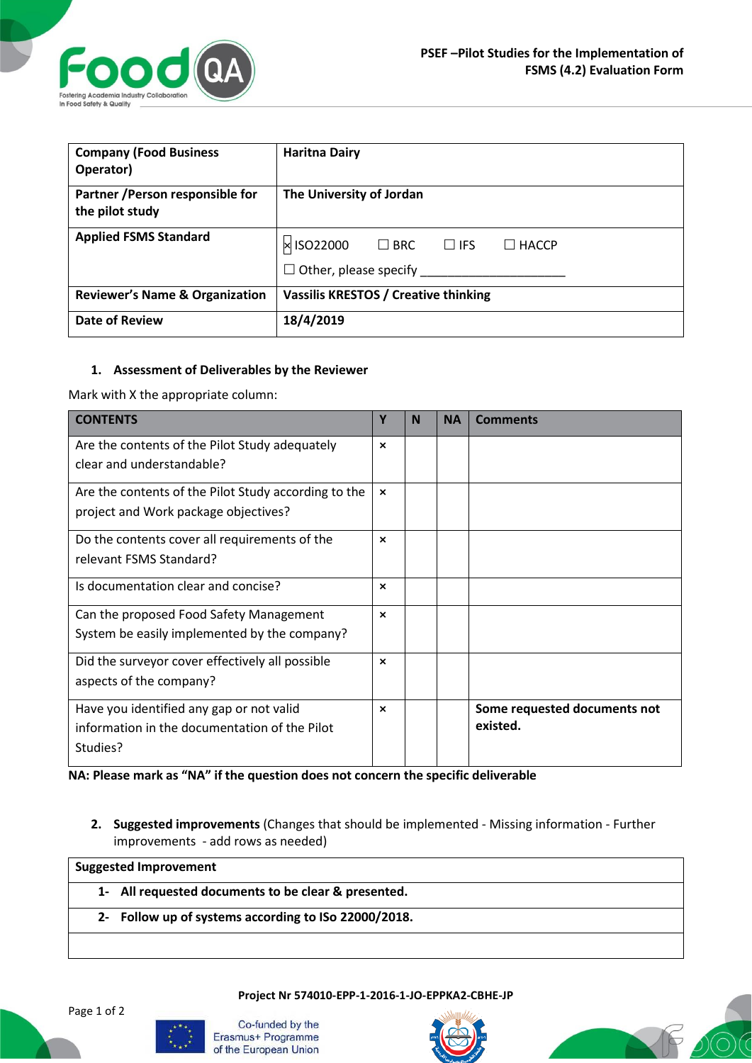**PSEF –Pilot Studies for the Implementation of FSMS (4.2) Evaluation Form**

| **Company (Food Business Operator)** | **Haritna Dairy** |
|---|---|
| **Partner /Person responsible for the pilot study** | **The University of Jordan** |
| **Applied FSMS Standard** | ☒ ISO22000 ☐ BRC ☐ IFS ☐ HACCP<br>☐ Other, please specify ______________________ |
| **Reviewer's Name & Organization** | **Vassilis KRESTOS / Creative thinking** |
| **Date of Review** | **18/4/2019** |

1. **Assessment of Deliverables by the Reviewer**

Mark with X the appropriate column:

| CONTENTS | Y | N | NA | Comments |
|---|---|---|---|---|
| Are the contents of the Pilot Study adequately clear and understandable? | × | | | |
| Are the contents of the Pilot Study according to the project and Work package objectives? | × | | | |
| Do the contents cover all requirements of the relevant FSMS Standard? | × | | | |
| Is documentation clear and concise? | × | | | |
| Can the proposed Food Safety Management System be easily implemented by the company? | × | | | |
| Did the surveyor cover effectively all possible aspects of the company? | × | | | |
| Have you identified any gap or not valid information in the documentation of the Pilot Studies? | × | | | **Some requested documents not existed.** |

**NA: Please mark as "NA" if the question does not concern the specific deliverable**

2. **Suggested improvements** (Changes that should be implemented - Missing information - Further improvements - add rows as needed)

| **Suggested Improvement** |
|---|
| **1- All requested documents to be clear & presented.** |
| **2- Follow up of systems according to ISo 22000/2018.** |
| |

**Project Nr 574010-EPP-1-2016-1-JO-EPPKA2-CBHE-JP**

Co-funded by the Erasmus+ Programme of the European Union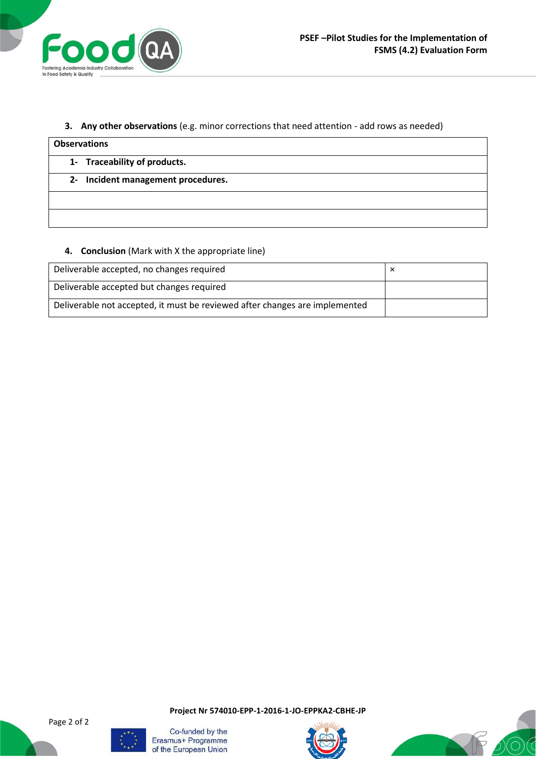3. **Any other observations** (e.g. minor corrections that need attention - add rows as needed)

| Observations |
| --- |
| **1- Traceability of products.** |
| **2- Incident management procedures.** |
| |
| |

4. **Conclusion** (Mark with X the appropriate line)

| | |
| --- | --- |
| Deliverable accepted, no changes required | × |
| Deliverable accepted but changes required | |
| Deliverable not accepted, it must be reviewed after changes are implemented | |